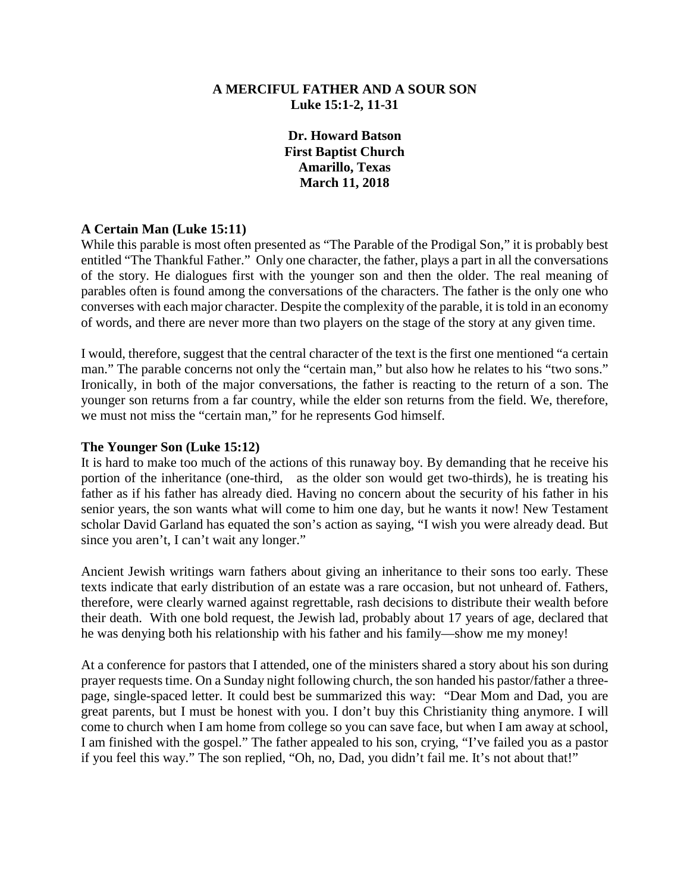**A MERCIFUL FATHER AND A SOUR SON**
**Luke 15:1-2, 11-31**

**Dr. Howard Batson**
**First Baptist Church**
**Amarillo, Texas**
**March 11, 2018**

**A Certain Man (Luke 15:11)**

While this parable is most often presented as "The Parable of the Prodigal Son," it is probably best entitled "The Thankful Father." Only one character, the father, plays a part in all the conversations of the story. He dialogues first with the younger son and then the older. The real meaning of parables often is found among the conversations of the characters. The father is the only one who converses with each major character. Despite the complexity of the parable, it is told in an economy of words, and there are never more than two players on the stage of the story at any given time.

I would, therefore, suggest that the central character of the text is the first one mentioned "a certain man." The parable concerns not only the "certain man," but also how he relates to his "two sons." Ironically, in both of the major conversations, the father is reacting to the return of a son. The younger son returns from a far country, while the elder son returns from the field. We, therefore, we must not miss the "certain man," for he represents God himself.

**The Younger Son (Luke 15:12)**

It is hard to make too much of the actions of this runaway boy. By demanding that he receive his portion of the inheritance (one-third, as the older son would get two-thirds), he is treating his father as if his father has already died. Having no concern about the security of his father in his senior years, the son wants what will come to him one day, but he wants it now! New Testament scholar David Garland has equated the son's action as saying, "I wish you were already dead. But since you aren't, I can't wait any longer."

Ancient Jewish writings warn fathers about giving an inheritance to their sons too early. These texts indicate that early distribution of an estate was a rare occasion, but not unheard of. Fathers, therefore, were clearly warned against regrettable, rash decisions to distribute their wealth before their death. With one bold request, the Jewish lad, probably about 17 years of age, declared that he was denying both his relationship with his father and his family—show me my money!

At a conference for pastors that I attended, one of the ministers shared a story about his son during prayer requests time. On a Sunday night following church, the son handed his pastor/father a three-page, single-spaced letter. It could best be summarized this way: "Dear Mom and Dad, you are great parents, but I must be honest with you. I don't buy this Christianity thing anymore. I will come to church when I am home from college so you can save face, but when I am away at school, I am finished with the gospel." The father appealed to his son, crying, "I've failed you as a pastor if you feel this way." The son replied, "Oh, no, Dad, you didn't fail me. It's not about that!"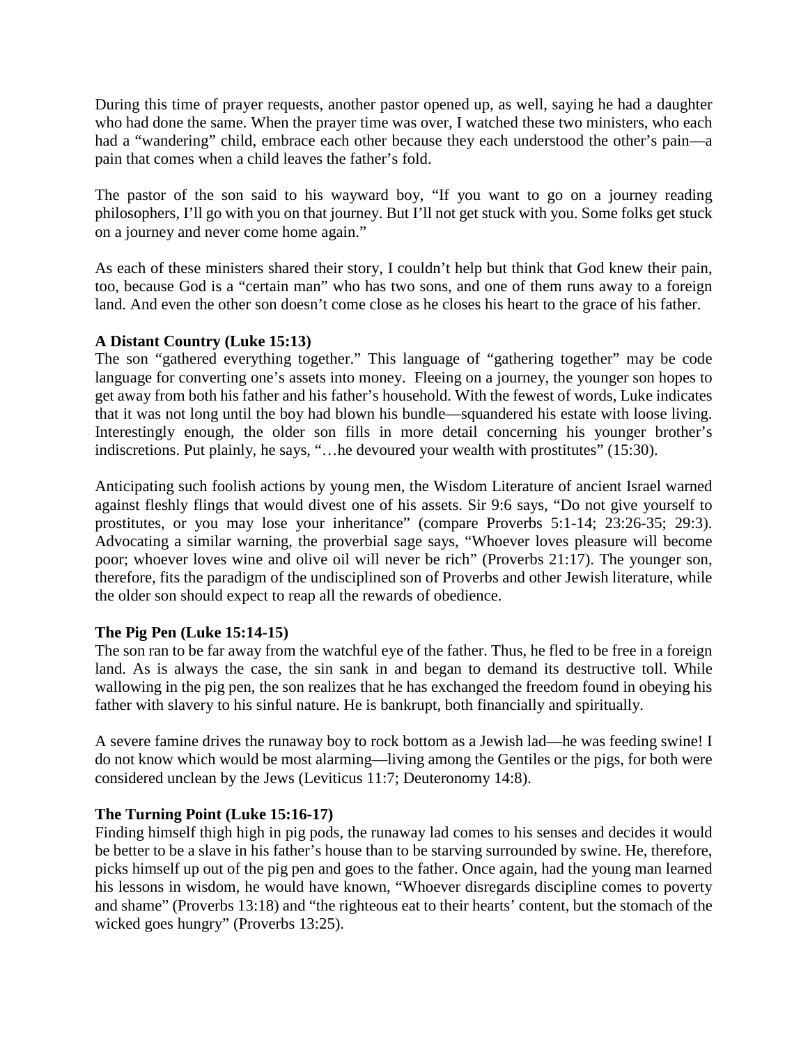During this time of prayer requests, another pastor opened up, as well, saying he had a daughter who had done the same. When the prayer time was over, I watched these two ministers, who each had a "wandering" child, embrace each other because they each understood the other's pain—a pain that comes when a child leaves the father's fold.

The pastor of the son said to his wayward boy, "If you want to go on a journey reading philosophers, I'll go with you on that journey. But I'll not get stuck with you. Some folks get stuck on a journey and never come home again."

As each of these ministers shared their story, I couldn't help but think that God knew their pain, too, because God is a "certain man" who has two sons, and one of them runs away to a foreign land. And even the other son doesn't come close as he closes his heart to the grace of his father.

**A Distant Country (Luke 15:13)**

The son "gathered everything together." This language of "gathering together" may be code language for converting one's assets into money. Fleeing on a journey, the younger son hopes to get away from both his father and his father's household. With the fewest of words, Luke indicates that it was not long until the boy had blown his bundle—squandered his estate with loose living. Interestingly enough, the older son fills in more detail concerning his younger brother's indiscretions. Put plainly, he says, "…he devoured your wealth with prostitutes" (15:30).

Anticipating such foolish actions by young men, the Wisdom Literature of ancient Israel warned against fleshly flings that would divest one of his assets. Sir 9:6 says, "Do not give yourself to prostitutes, or you may lose your inheritance" (compare Proverbs 5:1-14; 23:26-35; 29:3). Advocating a similar warning, the proverbial sage says, "Whoever loves pleasure will become poor; whoever loves wine and olive oil will never be rich" (Proverbs 21:17). The younger son, therefore, fits the paradigm of the undisciplined son of Proverbs and other Jewish literature, while the older son should expect to reap all the rewards of obedience.

**The Pig Pen (Luke 15:14-15)**

The son ran to be far away from the watchful eye of the father. Thus, he fled to be free in a foreign land. As is always the case, the sin sank in and began to demand its destructive toll. While wallowing in the pig pen, the son realizes that he has exchanged the freedom found in obeying his father with slavery to his sinful nature. He is bankrupt, both financially and spiritually.

A severe famine drives the runaway boy to rock bottom as a Jewish lad—he was feeding swine! I do not know which would be most alarming—living among the Gentiles or the pigs, for both were considered unclean by the Jews (Leviticus 11:7; Deuteronomy 14:8).

**The Turning Point (Luke 15:16-17)**

Finding himself thigh high in pig pods, the runaway lad comes to his senses and decides it would be better to be a slave in his father's house than to be starving surrounded by swine. He, therefore, picks himself up out of the pig pen and goes to the father. Once again, had the young man learned his lessons in wisdom, he would have known, "Whoever disregards discipline comes to poverty and shame" (Proverbs 13:18) and "the righteous eat to their hearts' content, but the stomach of the wicked goes hungry" (Proverbs 13:25).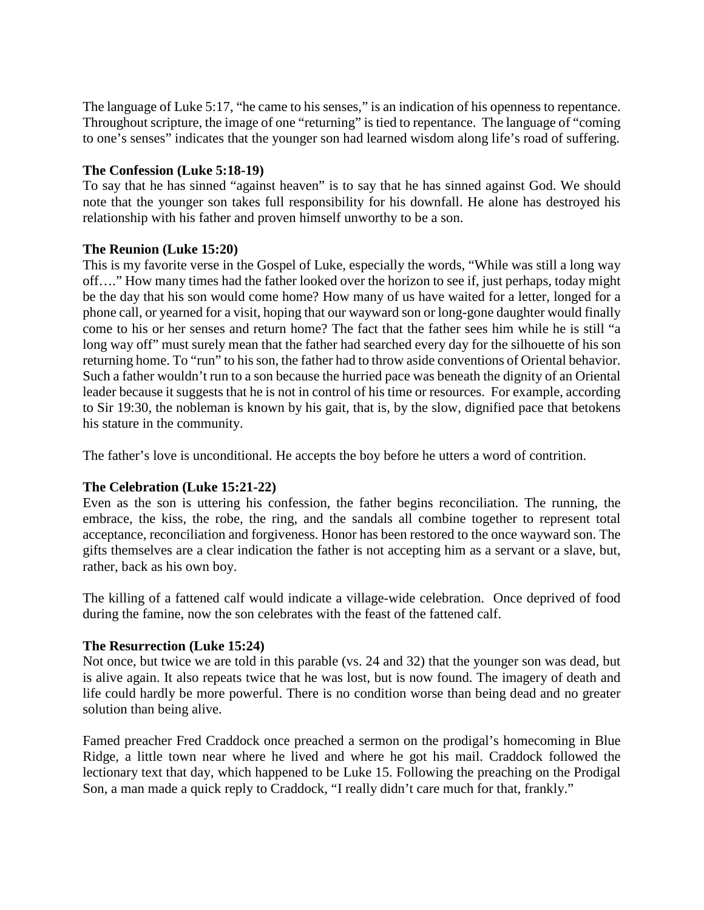The language of Luke 5:17, "he came to his senses," is an indication of his openness to repentance. Throughout scripture, the image of one "returning" is tied to repentance. The language of "coming to one's senses" indicates that the younger son had learned wisdom along life's road of suffering.

**The Confession (Luke 5:18-19)**
To say that he has sinned "against heaven" is to say that he has sinned against God. We should note that the younger son takes full responsibility for his downfall. He alone has destroyed his relationship with his father and proven himself unworthy to be a son.

**The Reunion (Luke 15:20)**
This is my favorite verse in the Gospel of Luke, especially the words, "While was still a long way off…." How many times had the father looked over the horizon to see if, just perhaps, today might be the day that his son would come home? How many of us have waited for a letter, longed for a phone call, or yearned for a visit, hoping that our wayward son or long-gone daughter would finally come to his or her senses and return home? The fact that the father sees him while he is still "a long way off" must surely mean that the father had searched every day for the silhouette of his son returning home. To "run" to his son, the father had to throw aside conventions of Oriental behavior. Such a father wouldn't run to a son because the hurried pace was beneath the dignity of an Oriental leader because it suggests that he is not in control of his time or resources. For example, according to Sir 19:30, the nobleman is known by his gait, that is, by the slow, dignified pace that betokens his stature in the community.

The father's love is unconditional. He accepts the boy before he utters a word of contrition.

**The Celebration (Luke 15:21-22)**
Even as the son is uttering his confession, the father begins reconciliation. The running, the embrace, the kiss, the robe, the ring, and the sandals all combine together to represent total acceptance, reconciliation and forgiveness. Honor has been restored to the once wayward son. The gifts themselves are a clear indication the father is not accepting him as a servant or a slave, but, rather, back as his own boy.

The killing of a fattened calf would indicate a village-wide celebration. Once deprived of food during the famine, now the son celebrates with the feast of the fattened calf.

**The Resurrection (Luke 15:24)**
Not once, but twice we are told in this parable (vs. 24 and 32) that the younger son was dead, but is alive again. It also repeats twice that he was lost, but is now found. The imagery of death and life could hardly be more powerful. There is no condition worse than being dead and no greater solution than being alive.

Famed preacher Fred Craddock once preached a sermon on the prodigal's homecoming in Blue Ridge, a little town near where he lived and where he got his mail. Craddock followed the lectionary text that day, which happened to be Luke 15. Following the preaching on the Prodigal Son, a man made a quick reply to Craddock, "I really didn't care much for that, frankly."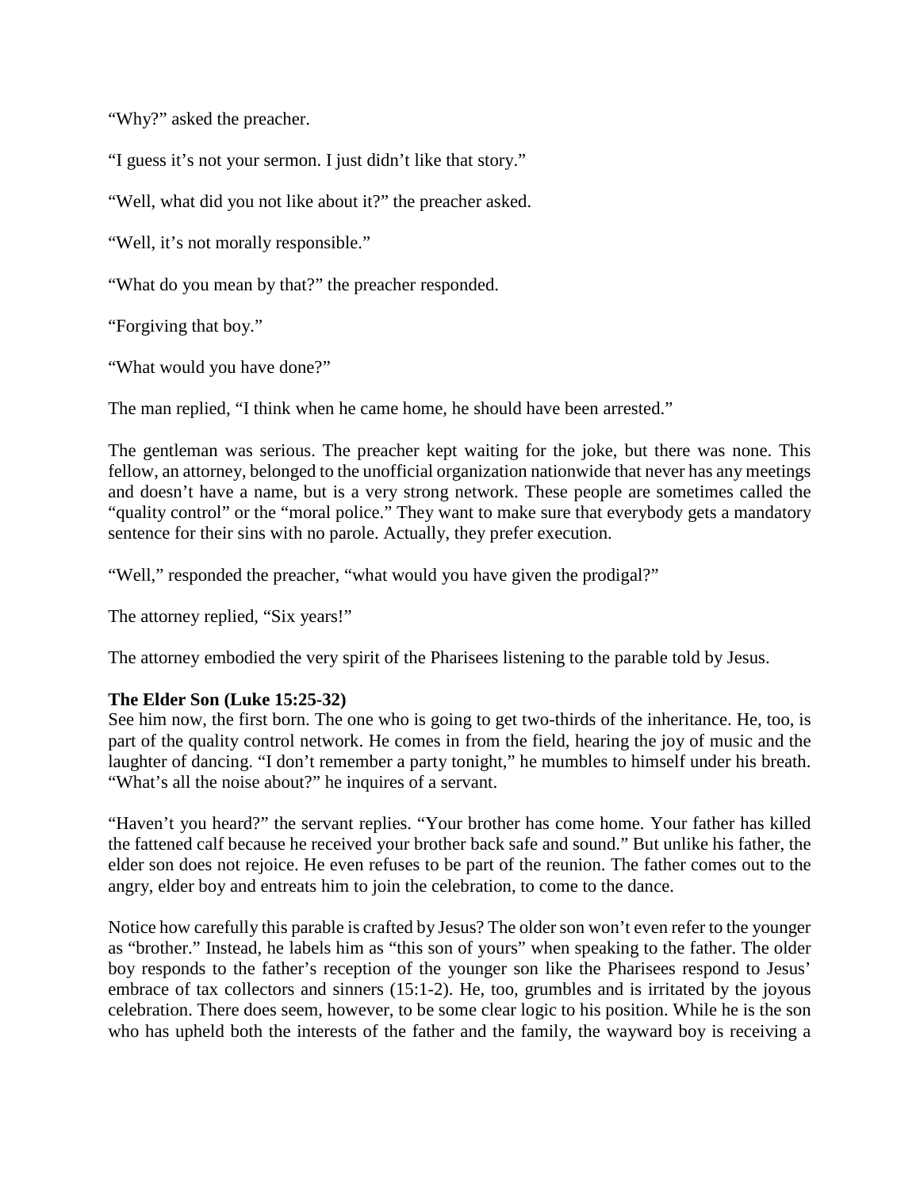"Why?" asked the preacher.

"I guess it's not your sermon. I just didn't like that story."

"Well, what did you not like about it?" the preacher asked.

"Well, it's not morally responsible."

"What do you mean by that?" the preacher responded.

"Forgiving that boy."

"What would you have done?"

The man replied, "I think when he came home, he should have been arrested."

The gentleman was serious. The preacher kept waiting for the joke, but there was none. This fellow, an attorney, belonged to the unofficial organization nationwide that never has any meetings and doesn't have a name, but is a very strong network. These people are sometimes called the "quality control" or the "moral police." They want to make sure that everybody gets a mandatory sentence for their sins with no parole. Actually, they prefer execution.

"Well," responded the preacher, "what would you have given the prodigal?"

The attorney replied, "Six years!"

The attorney embodied the very spirit of the Pharisees listening to the parable told by Jesus.

**The Elder Son (Luke 15:25-32)**

See him now, the first born. The one who is going to get two-thirds of the inheritance. He, too, is part of the quality control network. He comes in from the field, hearing the joy of music and the laughter of dancing. "I don't remember a party tonight," he mumbles to himself under his breath. "What's all the noise about?" he inquires of a servant.

"Haven't you heard?" the servant replies. "Your brother has come home. Your father has killed the fattened calf because he received your brother back safe and sound." But unlike his father, the elder son does not rejoice. He even refuses to be part of the reunion. The father comes out to the angry, elder boy and entreats him to join the celebration, to come to the dance.

Notice how carefully this parable is crafted by Jesus? The older son won't even refer to the younger as "brother." Instead, he labels him as "this son of yours" when speaking to the father. The older boy responds to the father's reception of the younger son like the Pharisees respond to Jesus' embrace of tax collectors and sinners (15:1-2). He, too, grumbles and is irritated by the joyous celebration. There does seem, however, to be some clear logic to his position. While he is the son who has upheld both the interests of the father and the family, the wayward boy is receiving a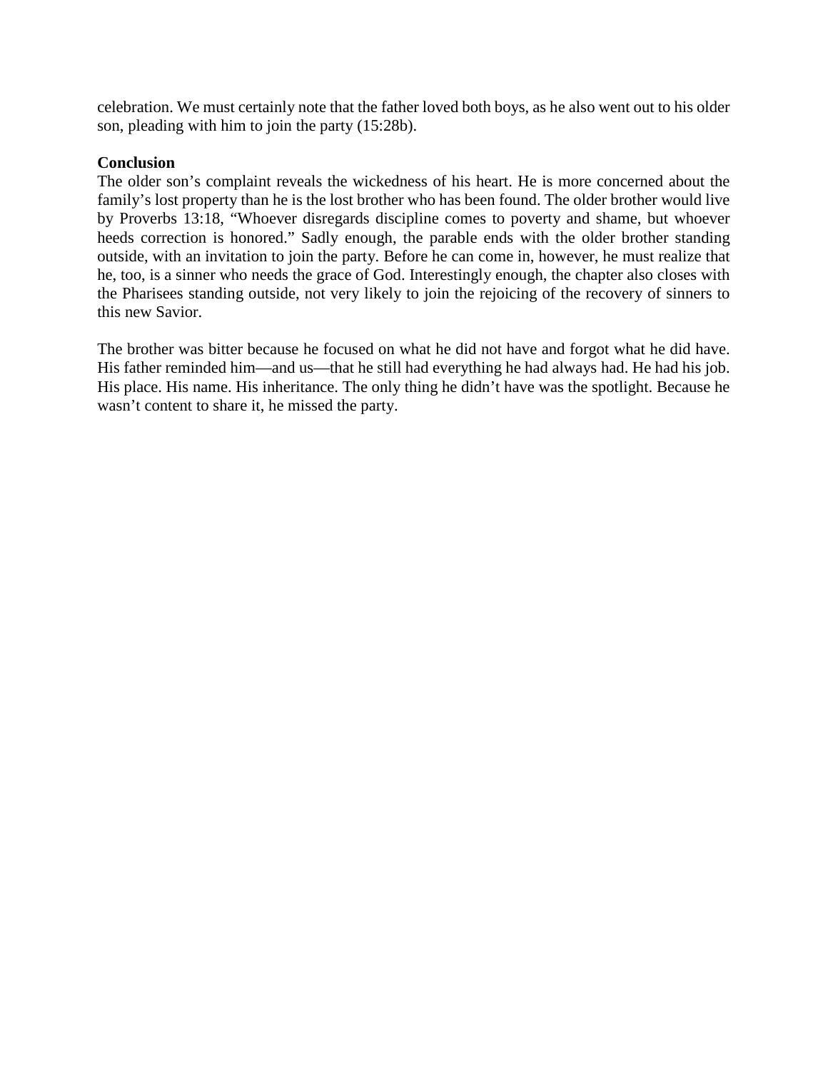celebration. We must certainly note that the father loved both boys, as he also went out to his older son, pleading with him to join the party (15:28b).

**Conclusion**

The older son's complaint reveals the wickedness of his heart. He is more concerned about the family's lost property than he is the lost brother who has been found. The older brother would live by Proverbs 13:18, "Whoever disregards discipline comes to poverty and shame, but whoever heeds correction is honored." Sadly enough, the parable ends with the older brother standing outside, with an invitation to join the party. Before he can come in, however, he must realize that he, too, is a sinner who needs the grace of God. Interestingly enough, the chapter also closes with the Pharisees standing outside, not very likely to join the rejoicing of the recovery of sinners to this new Savior.

The brother was bitter because he focused on what he did not have and forgot what he did have. His father reminded him—and us—that he still had everything he had always had. He had his job. His place. His name. His inheritance. The only thing he didn't have was the spotlight. Because he wasn't content to share it, he missed the party.